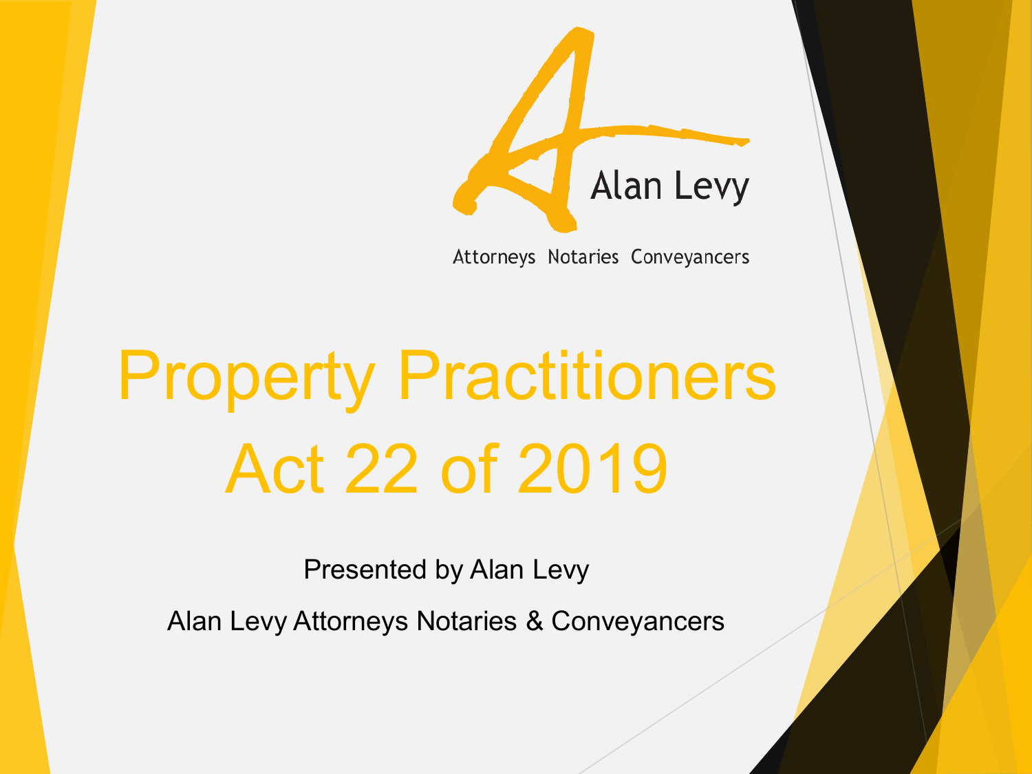Alan Levy

Attorneys Notaries Conveyancers

# Property Practitioners Act 22 of 2019

Presented by Alan Levy

Alan Levy Attorneys Notaries & Conveyancers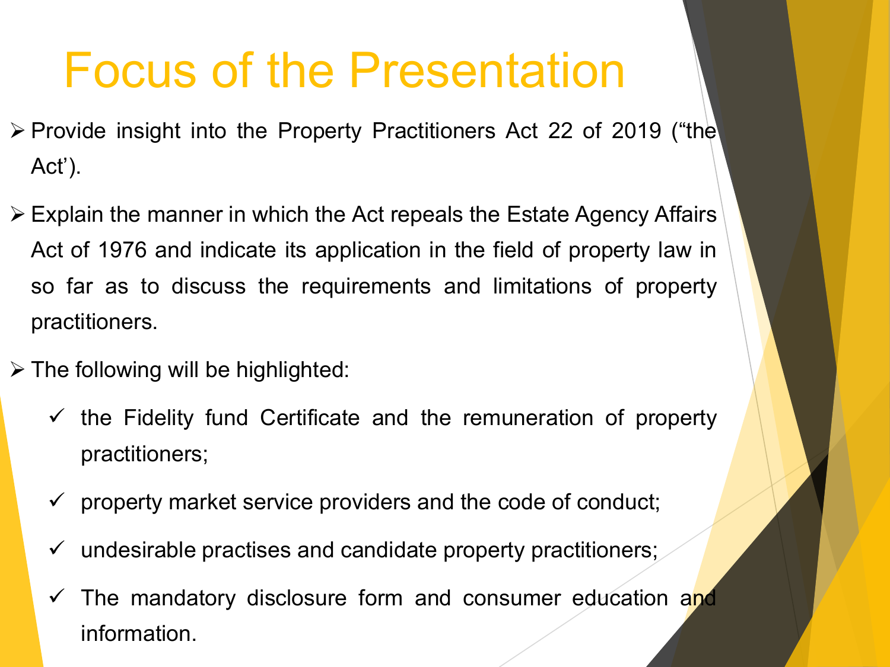# Focus of the Presentation

- Provide insight into the Property Practitioners Act 22 of 2019 ("the Act').
- Explain the manner in which the Act repeals the Estate Agency Affairs Act of 1976 and indicate its application in the field of property law in so far as to discuss the requirements and limitations of property practitioners.
- The following will be highlighted:
  - ✓ the Fidelity fund Certificate and the remuneration of property practitioners;
  - ✓ property market service providers and the code of conduct;
  - ✓ undesirable practises and candidate property practitioners;
  - ✓ The mandatory disclosure form and consumer education and information.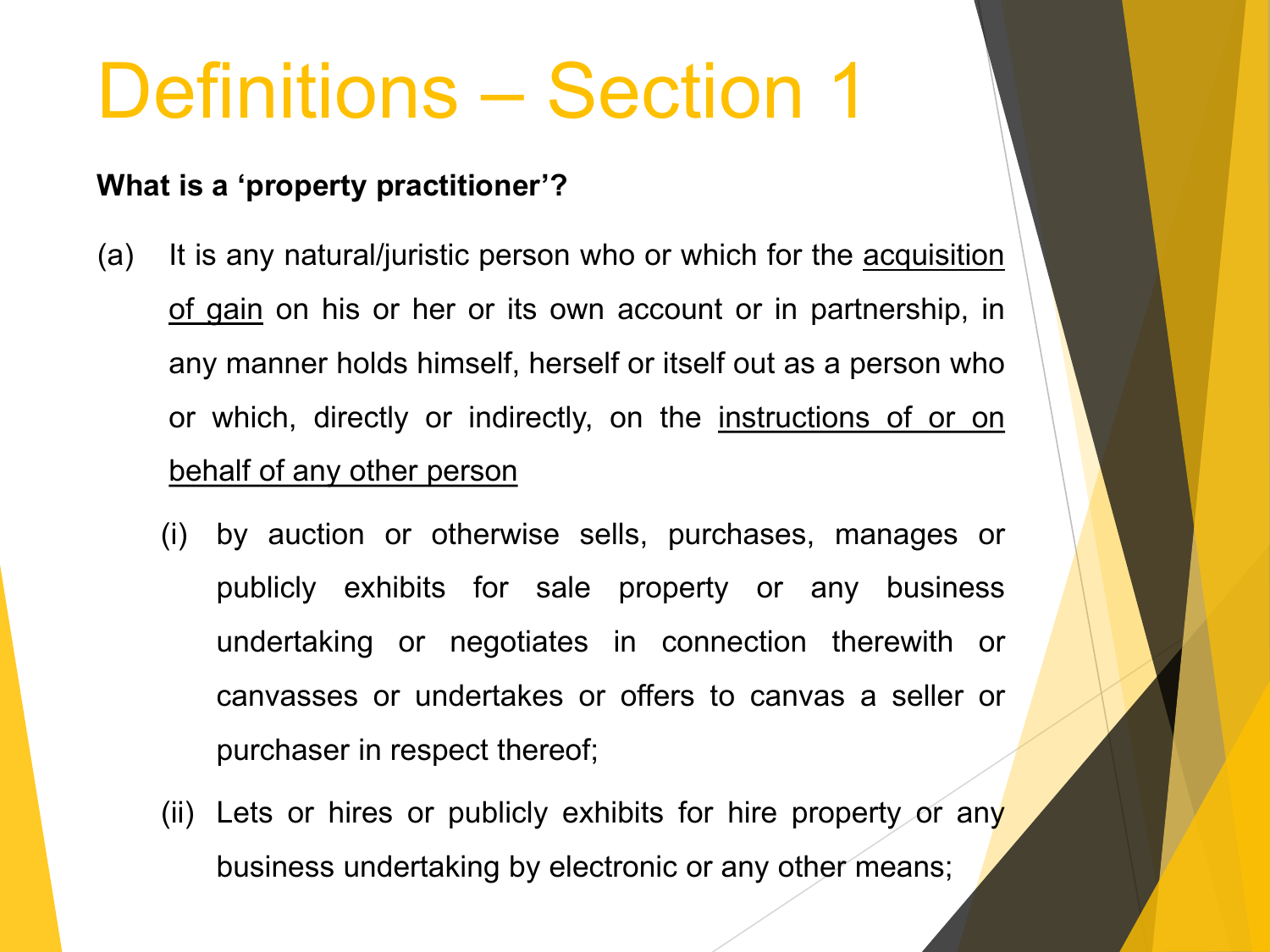# Definitions – Section 1

**What is a 'property practitioner'?**

(a) It is any natural/juristic person who or which for the <u>acquisition of gain</u> on his or her or its own account or in partnership, in any manner holds himself, herself or itself out as a person who or which, directly or indirectly, on the <u>instructions of or on behalf of any other person</u>

  (i) by auction or otherwise sells, purchases, manages or publicly exhibits for sale property or any business undertaking or negotiates in connection therewith or canvasses or undertakes or offers to canvas a seller or purchaser in respect thereof;

  (ii) Lets or hires or publicly exhibits for hire property or any business undertaking by electronic or any other means;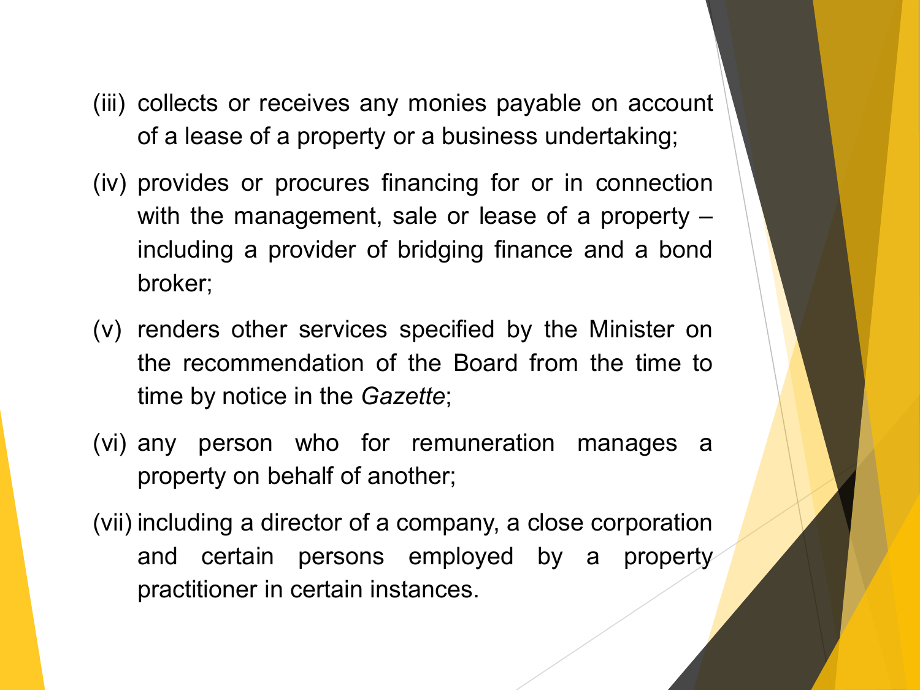(iii) collects or receives any monies payable on account of a lease of a property or a business undertaking;

(iv) provides or procures financing for or in connection with the management, sale or lease of a property – including a provider of bridging finance and a bond broker;

(v) renders other services specified by the Minister on the recommendation of the Board from the time to time by notice in the *Gazette*;

(vi) any person who for remuneration manages a property on behalf of another;

(vii) including a director of a company, a close corporation and certain persons employed by a property practitioner in certain instances.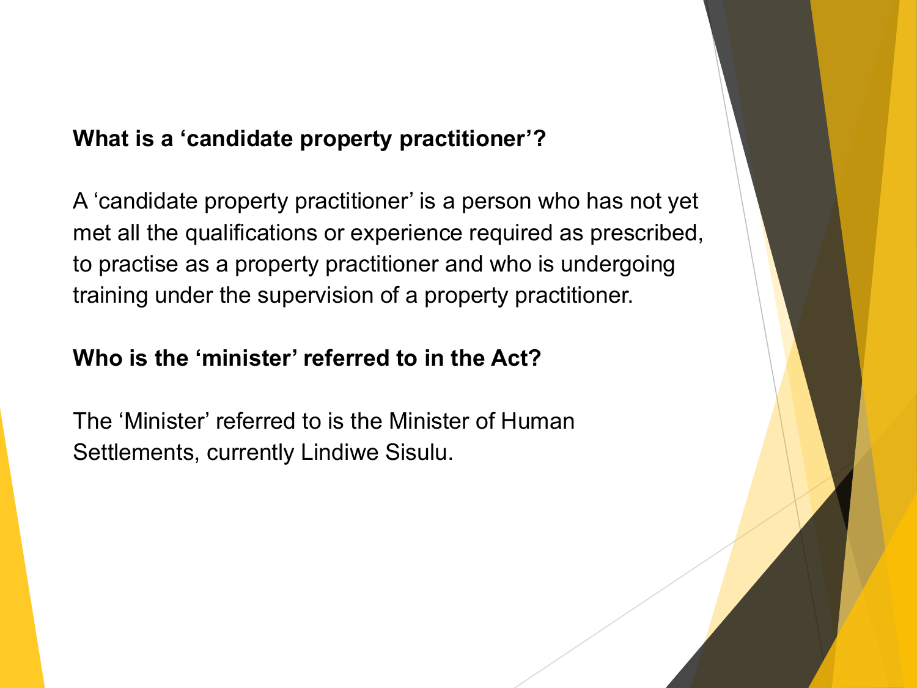**What is a ‘candidate property practitioner’?**

A ‘candidate property practitioner’ is a person who has not yet met all the qualifications or experience required as prescribed, to practise as a property practitioner and who is undergoing training under the supervision of a property practitioner.

**Who is the ‘minister’ referred to in the Act?**

The ‘Minister’ referred to is the Minister of Human Settlements, currently Lindiwe Sisulu.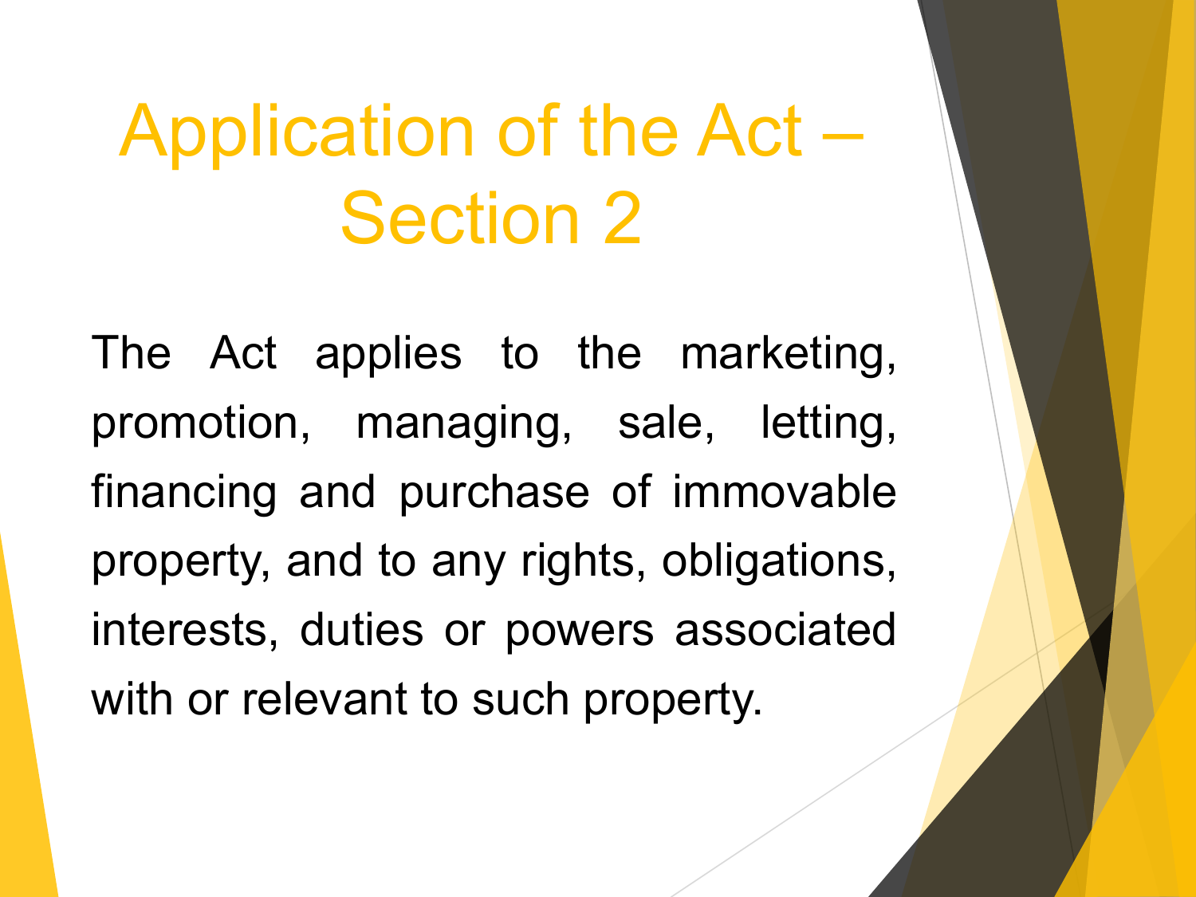# Application of the Act – Section 2

The Act applies to the marketing, promotion, managing, sale, letting, financing and purchase of immovable property, and to any rights, obligations, interests, duties or powers associated with or relevant to such property.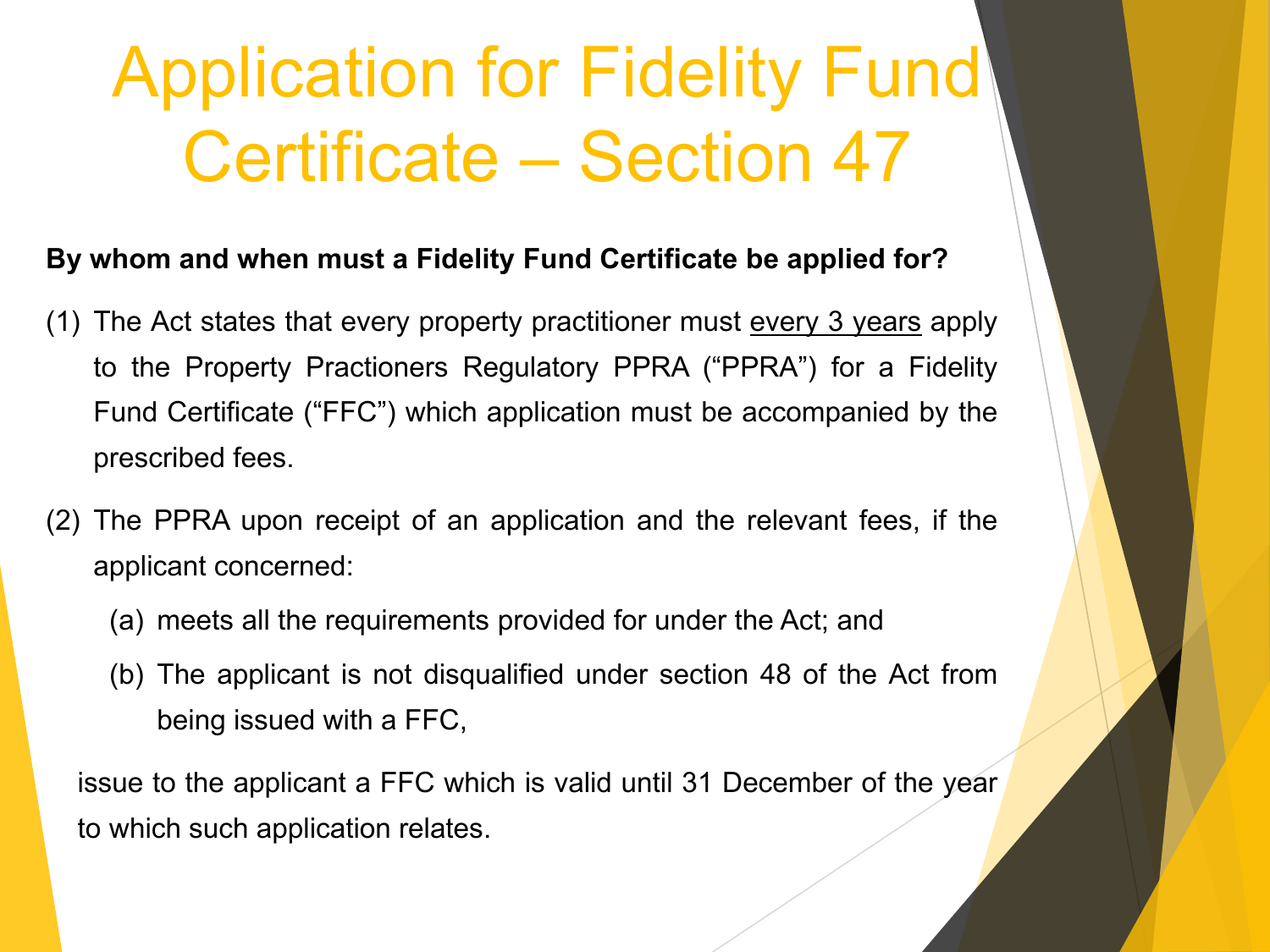# Application for Fidelity Fund Certificate – Section 47

**By whom and when must a Fidelity Fund Certificate be applied for?**

(1) The Act states that every property practitioner must <u>every 3 years</u> apply to the Property Practioners Regulatory PPRA ("PPRA") for a Fidelity Fund Certificate ("FFC") which application must be accompanied by the prescribed fees.

(2) The PPRA upon receipt of an application and the relevant fees, if the applicant concerned:

   (a) meets all the requirements provided for under the Act; and

   (b) The applicant is not disqualified under section 48 of the Act from being issued with a FFC,

issue to the applicant a FFC which is valid until 31 December of the year to which such application relates.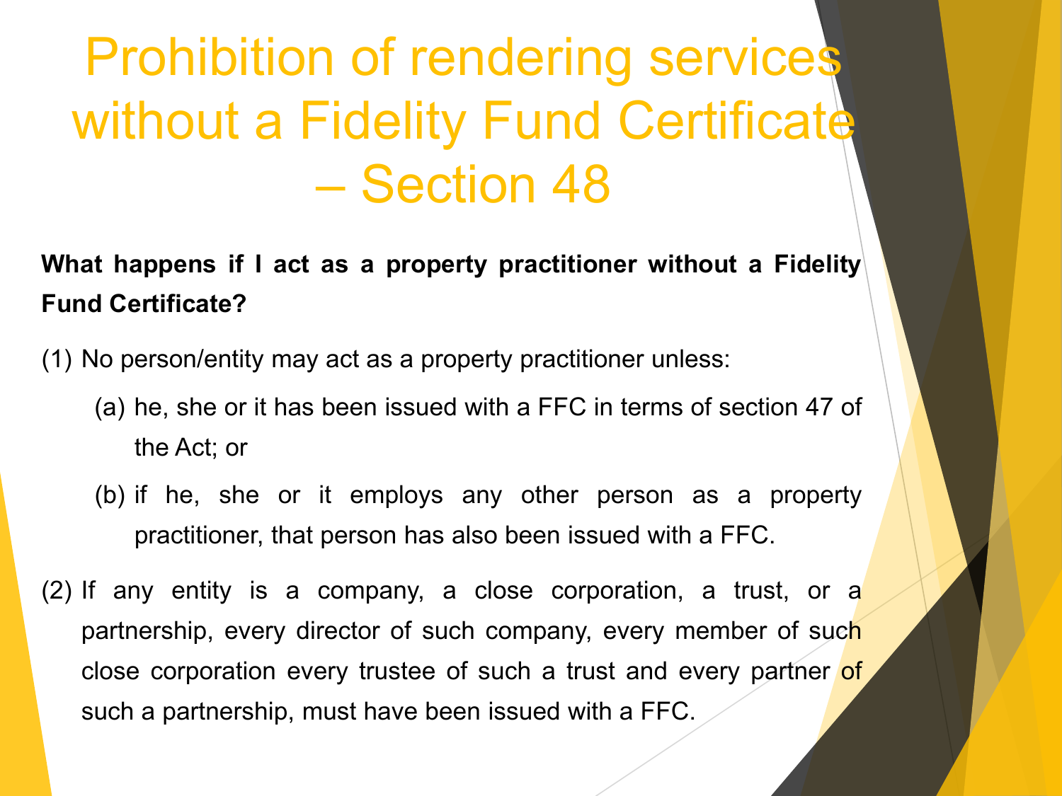# Prohibition of rendering services without a Fidelity Fund Certificate – Section 48

**What happens if I act as a property practitioner without a Fidelity Fund Certificate?**

(1) No person/entity may act as a property practitioner unless:

- (a) he, she or it has been issued with a FFC in terms of section 47 of the Act; or
- (b) if he, she or it employs any other person as a property practitioner, that person has also been issued with a FFC.

(2) If any entity is a company, a close corporation, a trust, or a partnership, every director of such company, every member of such close corporation every trustee of such a trust and every partner of such a partnership, must have been issued with a FFC.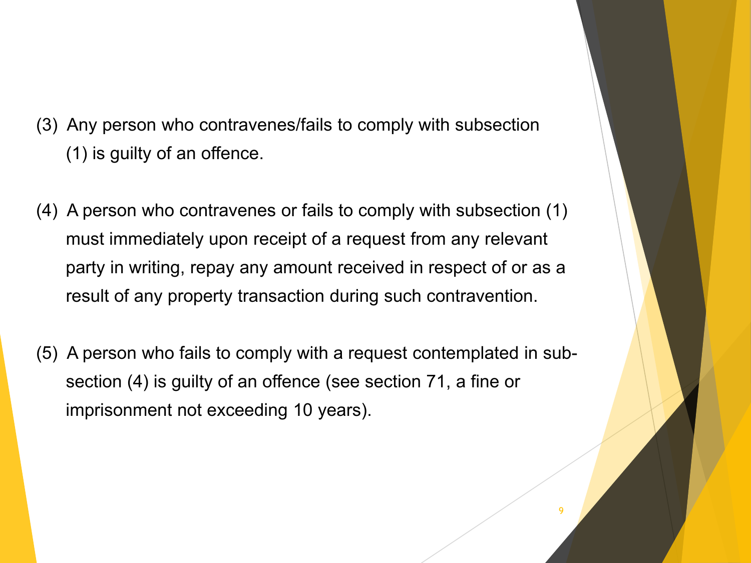(3) Any person who contravenes/fails to comply with subsection (1) is guilty of an offence.

(4) A person who contravenes or fails to comply with subsection (1) must immediately upon receipt of a request from any relevant party in writing, repay any amount received in respect of or as a result of any property transaction during such contravention.

(5) A person who fails to comply with a request contemplated in sub-section (4) is guilty of an offence (see section 71, a fine or imprisonment not exceeding 10 years).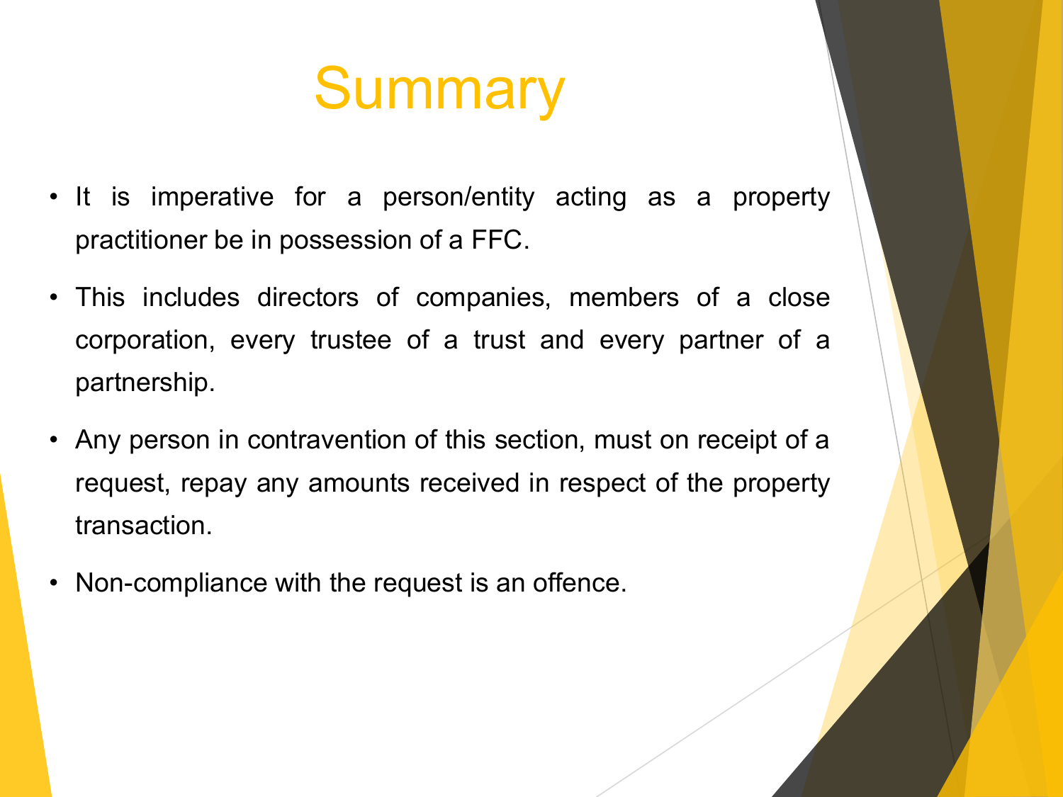# Summary

- It is imperative for a person/entity acting as a property practitioner be in possession of a FFC.
- This includes directors of companies, members of a close corporation, every trustee of a trust and every partner of a partnership.
- Any person in contravention of this section, must on receipt of a request, repay any amounts received in respect of the property transaction.
- Non-compliance with the request is an offence.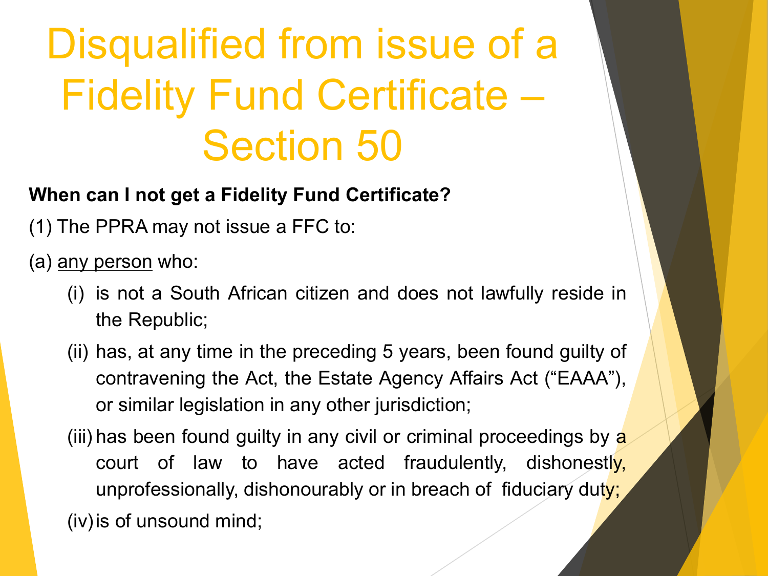# Disqualified from issue of a Fidelity Fund Certificate – Section 50

**When can I not get a Fidelity Fund Certificate?**

(1) The PPRA may not issue a FFC to:

(a) <u>any person</u> who:

- (i) is not a South African citizen and does not lawfully reside in the Republic;
- (ii) has, at any time in the preceding 5 years, been found guilty of contravening the Act, the Estate Agency Affairs Act ("EAAA"), or similar legislation in any other jurisdiction;
- (iii) has been found guilty in any civil or criminal proceedings by a court of law to have acted fraudulently, dishonestly, unprofessionally, dishonourably or in breach of fiduciary duty;
- (iv) is of unsound mind;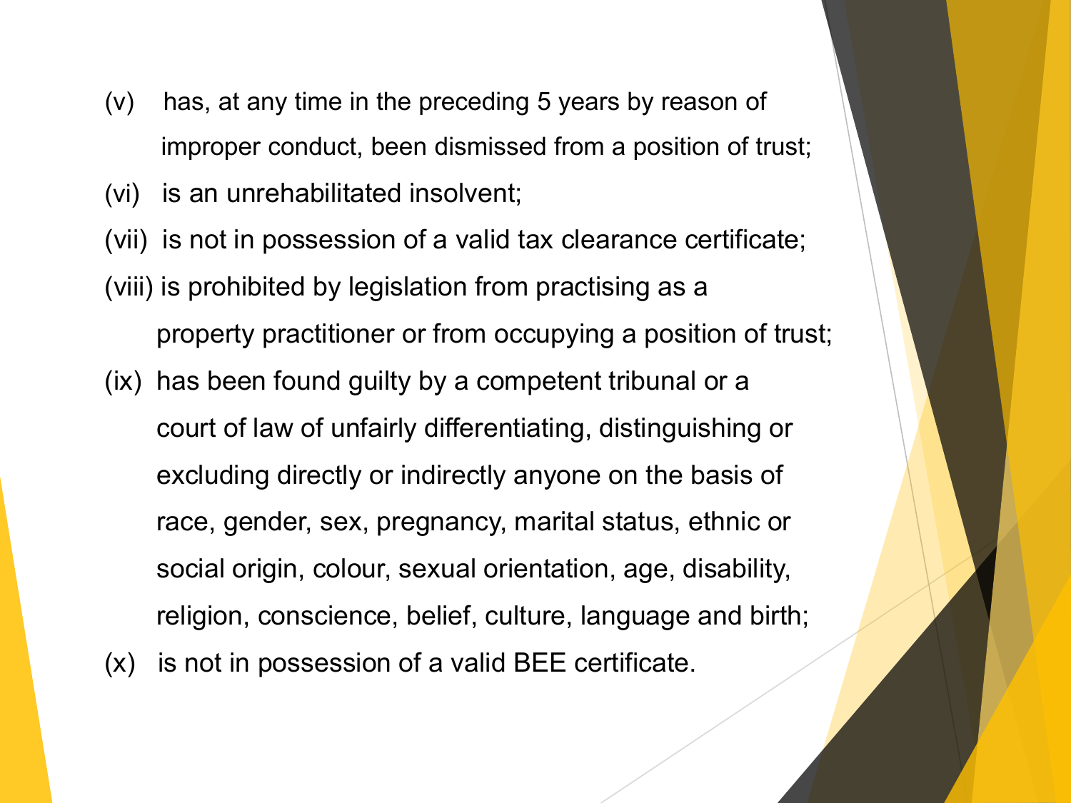(v) has, at any time in the preceding 5 years by reason of improper conduct, been dismissed from a position of trust;

(vi) is an unrehabilitated insolvent;

(vii) is not in possession of a valid tax clearance certificate;

(viii) is prohibited by legislation from practising as a property practitioner or from occupying a position of trust;

(ix) has been found guilty by a competent tribunal or a court of law of unfairly differentiating, distinguishing or excluding directly or indirectly anyone on the basis of race, gender, sex, pregnancy, marital status, ethnic or social origin, colour, sexual orientation, age, disability, religion, conscience, belief, culture, language and birth;

(x) is not in possession of a valid BEE certificate.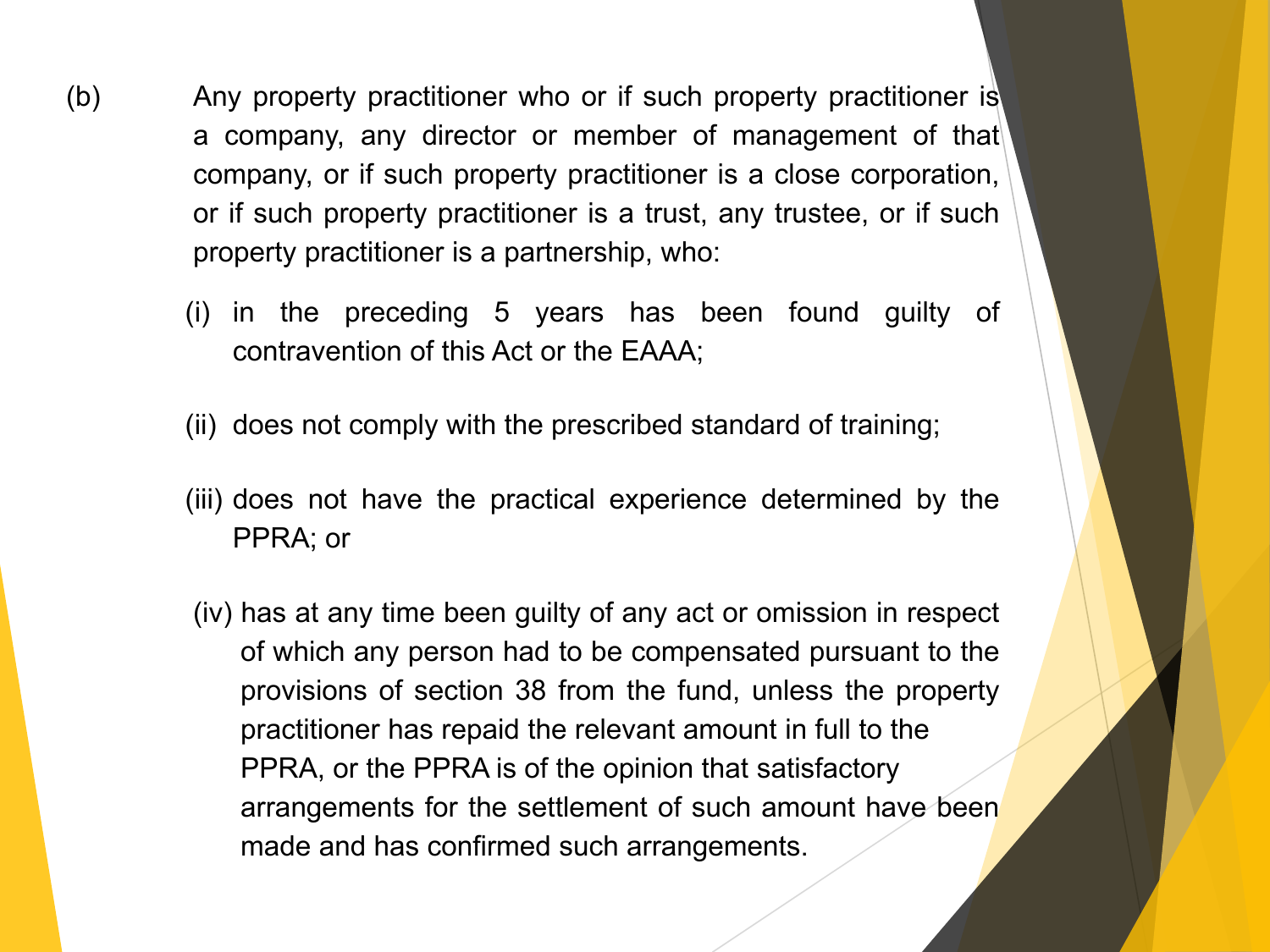(b) Any property practitioner who or if such property practitioner is a company, any director or member of management of that company, or if such property practitioner is a close corporation, or if such property practitioner is a trust, any trustee, or if such property practitioner is a partnership, who:

(i) in the preceding 5 years has been found guilty of contravention of this Act or the EAAA;

(ii) does not comply with the prescribed standard of training;

(iii) does not have the practical experience determined by the PPRA; or

(iv) has at any time been guilty of any act or omission in respect of which any person had to be compensated pursuant to the provisions of section 38 from the fund, unless the property practitioner has repaid the relevant amount in full to the PPRA, or the PPRA is of the opinion that satisfactory arrangements for the settlement of such amount have been made and has confirmed such arrangements.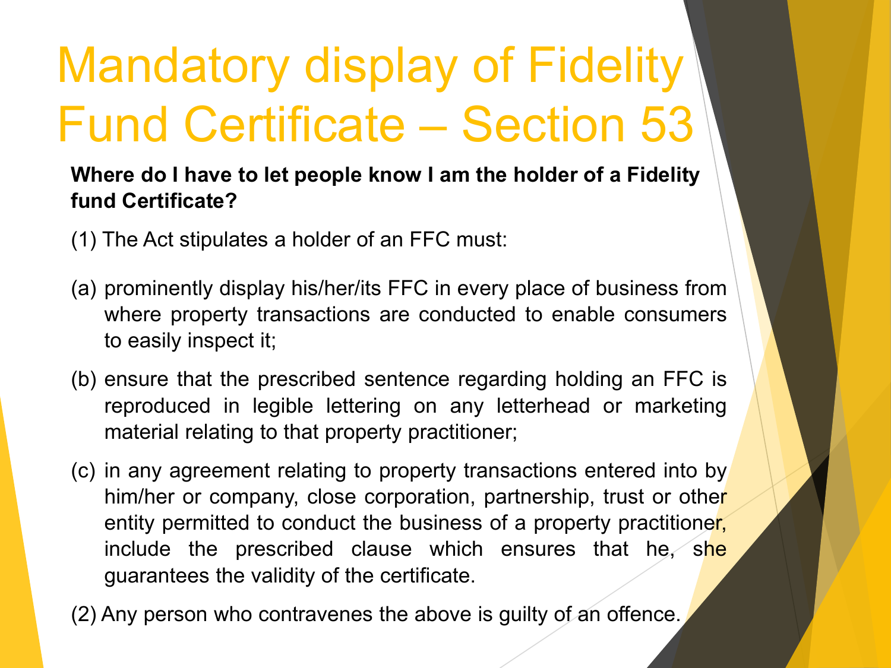# Mandatory display of Fidelity Fund Certificate – Section 53

**Where do I have to let people know I am the holder of a Fidelity fund Certificate?**

(1) The Act stipulates a holder of an FFC must:

(a) prominently display his/her/its FFC in every place of business from where property transactions are conducted to enable consumers to easily inspect it;

(b) ensure that the prescribed sentence regarding holding an FFC is reproduced in legible lettering on any letterhead or marketing material relating to that property practitioner;

(c) in any agreement relating to property transactions entered into by him/her or company, close corporation, partnership, trust or other entity permitted to conduct the business of a property practitioner, include the prescribed clause which ensures that he, she guarantees the validity of the certificate.

(2) Any person who contravenes the above is guilty of an offence.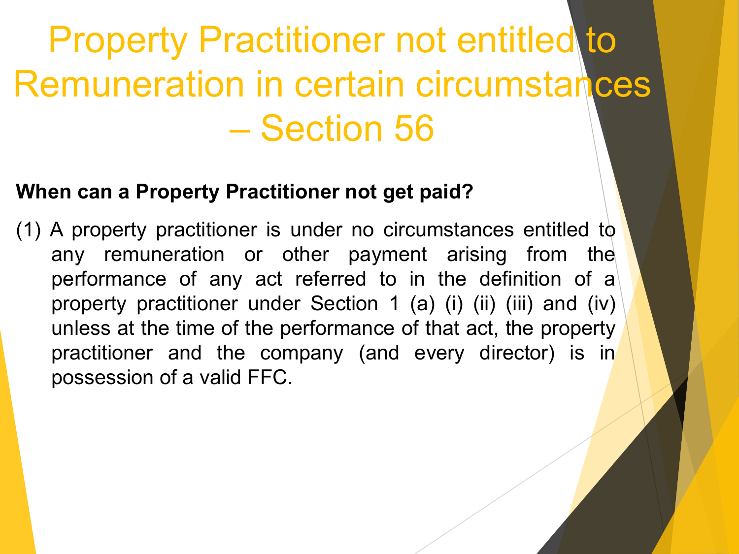# Property Practitioner not entitled to Remuneration in certain circumstances – Section 56

**When can a Property Practitioner not get paid?**

(1) A property practitioner is under no circumstances entitled to any remuneration or other payment arising from the performance of any act referred to in the definition of a property practitioner under Section 1 (a) (i) (ii) (iii) and (iv) unless at the time of the performance of that act, the property practitioner and the company (and every director) is in possession of a valid FFC.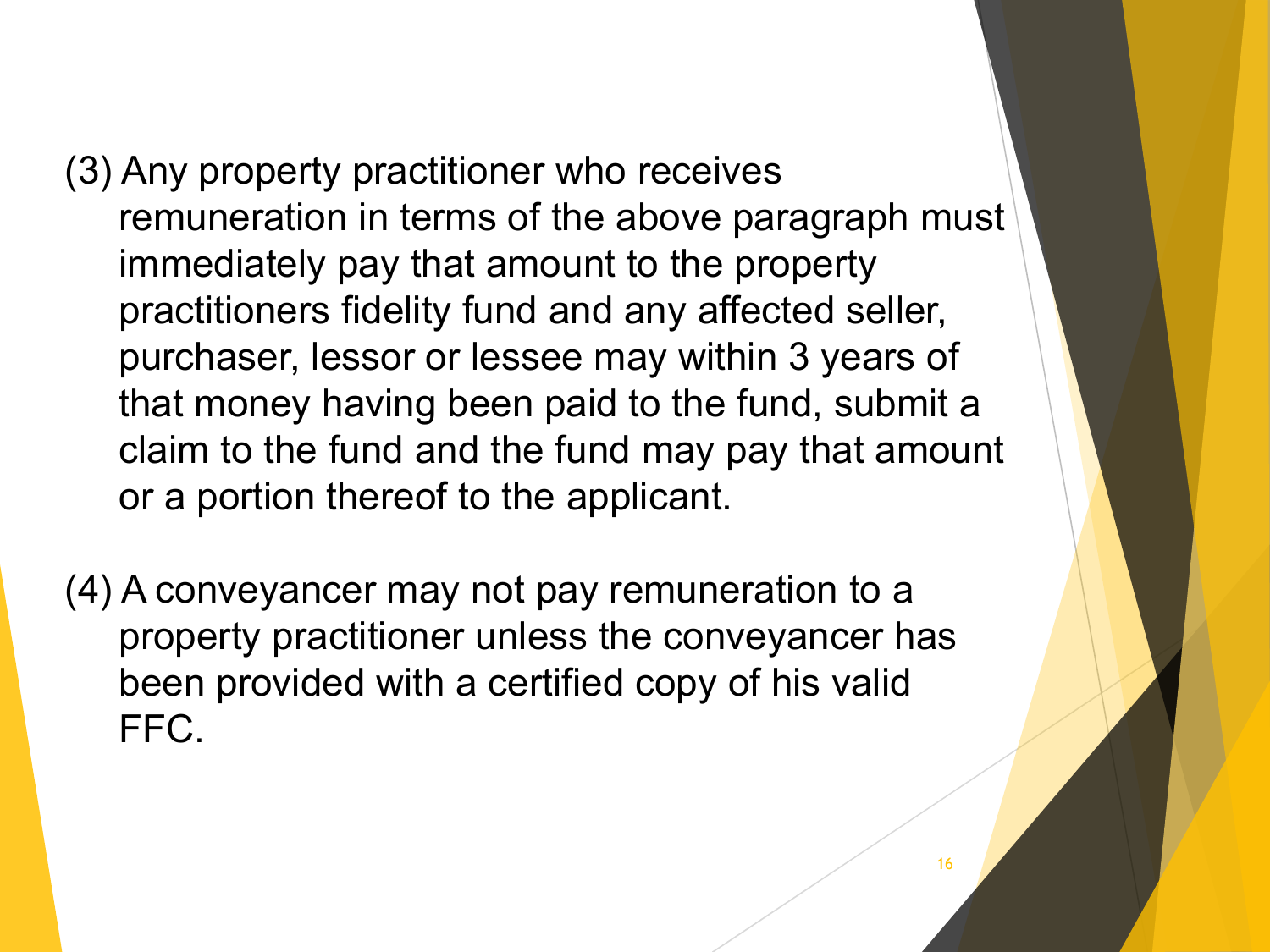(3) Any property practitioner who receives remuneration in terms of the above paragraph must immediately pay that amount to the property practitioners fidelity fund and any affected seller, purchaser, lessor or lessee may within 3 years of that money having been paid to the fund, submit a claim to the fund and the fund may pay that amount or a portion thereof to the applicant.

(4) A conveyancer may not pay remuneration to a property practitioner unless the conveyancer has been provided with a certified copy of his valid FFC.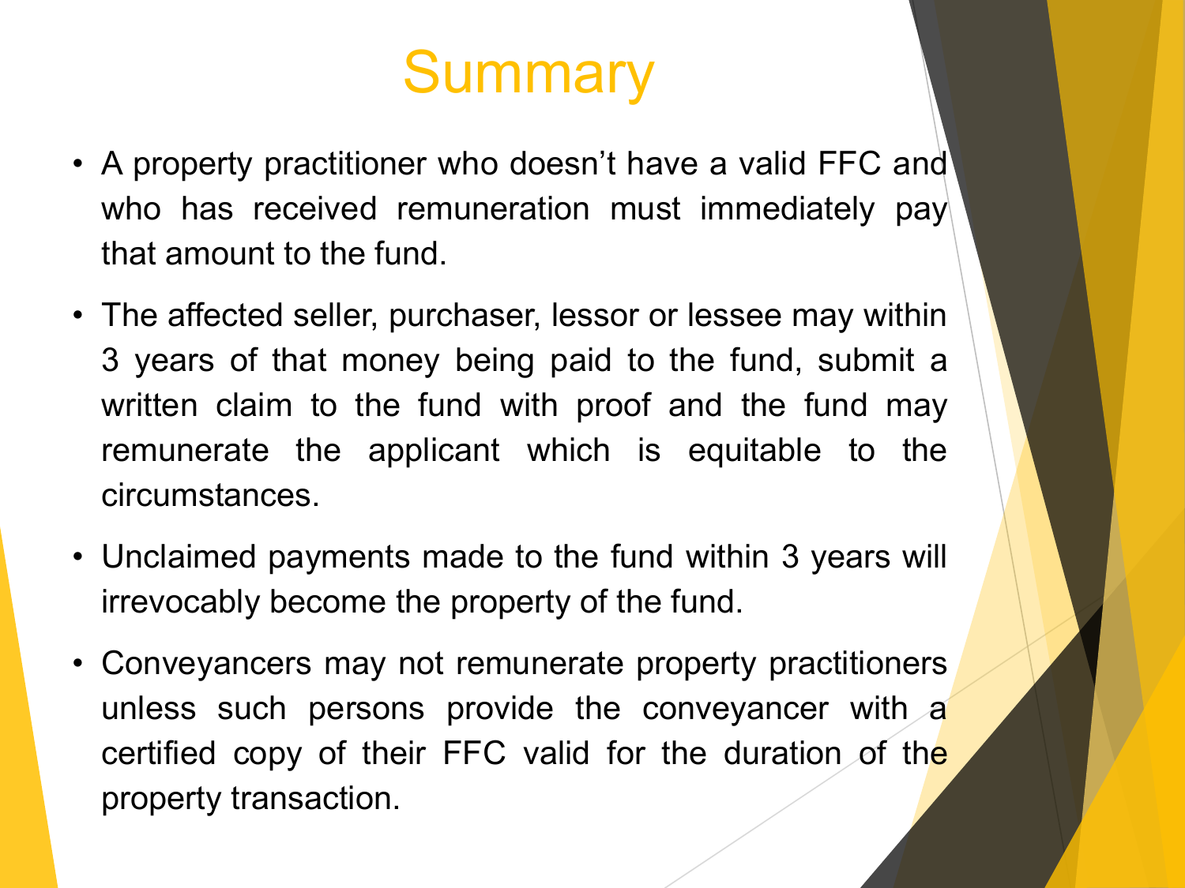# Summary

- A property practitioner who doesn't have a valid FFC and who has received remuneration must immediately pay that amount to the fund.
- The affected seller, purchaser, lessor or lessee may within 3 years of that money being paid to the fund, submit a written claim to the fund with proof and the fund may remunerate the applicant which is equitable to the circumstances.
- Unclaimed payments made to the fund within 3 years will irrevocably become the property of the fund.
- Conveyancers may not remunerate property practitioners unless such persons provide the conveyancer with a certified copy of their FFC valid for the duration of the property transaction.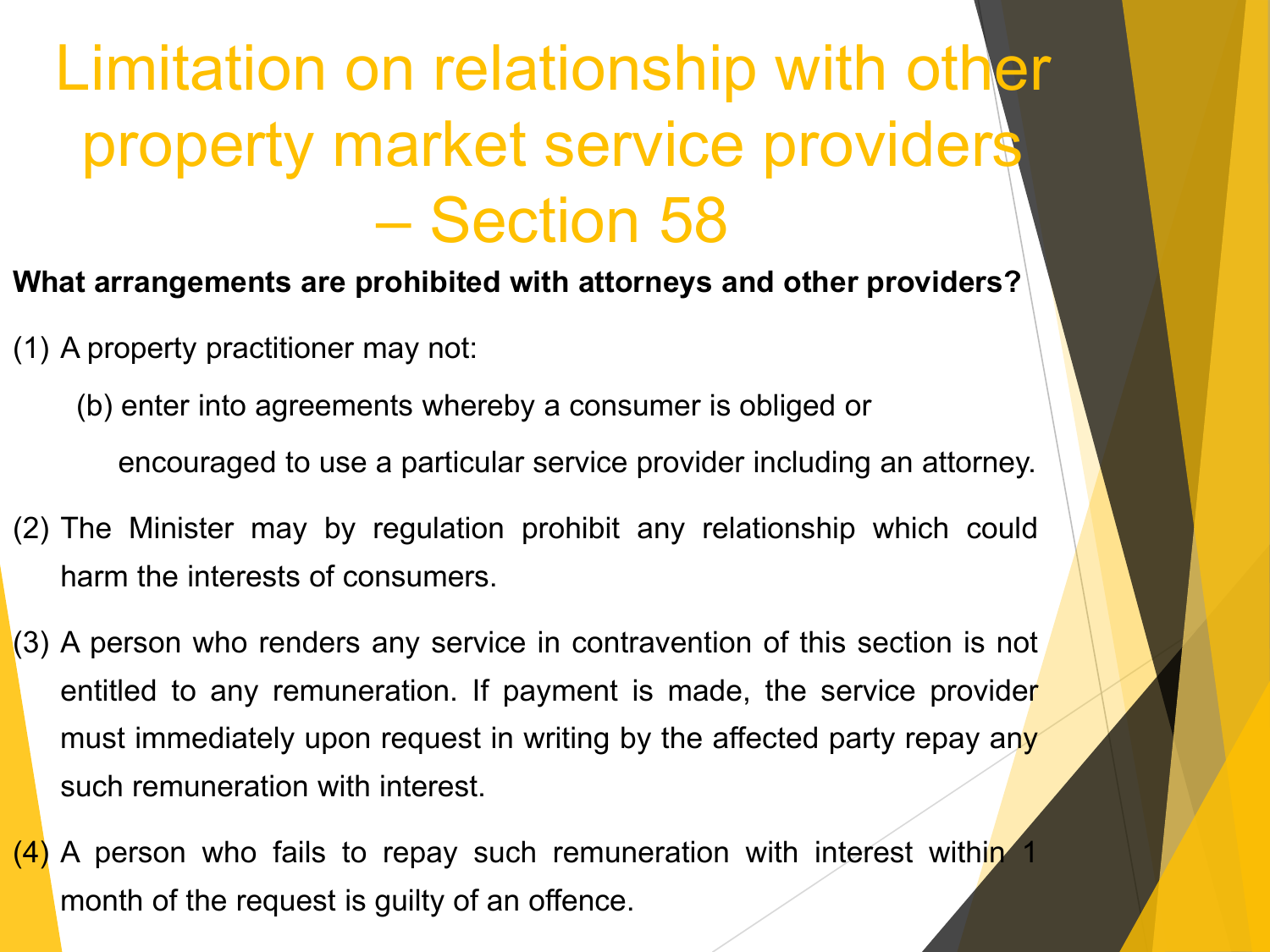# Limitation on relationship with other property market service providers – Section 58

**What arrangements are prohibited with attorneys and other providers?**

(1) A property practitioner may not:

(b) enter into agreements whereby a consumer is obliged or encouraged to use a particular service provider including an attorney.

(2) The Minister may by regulation prohibit any relationship which could harm the interests of consumers.

(3) A person who renders any service in contravention of this section is not entitled to any remuneration. If payment is made, the service provider must immediately upon request in writing by the affected party repay any such remuneration with interest.

(4) A person who fails to repay such remuneration with interest within 1 month of the request is guilty of an offence.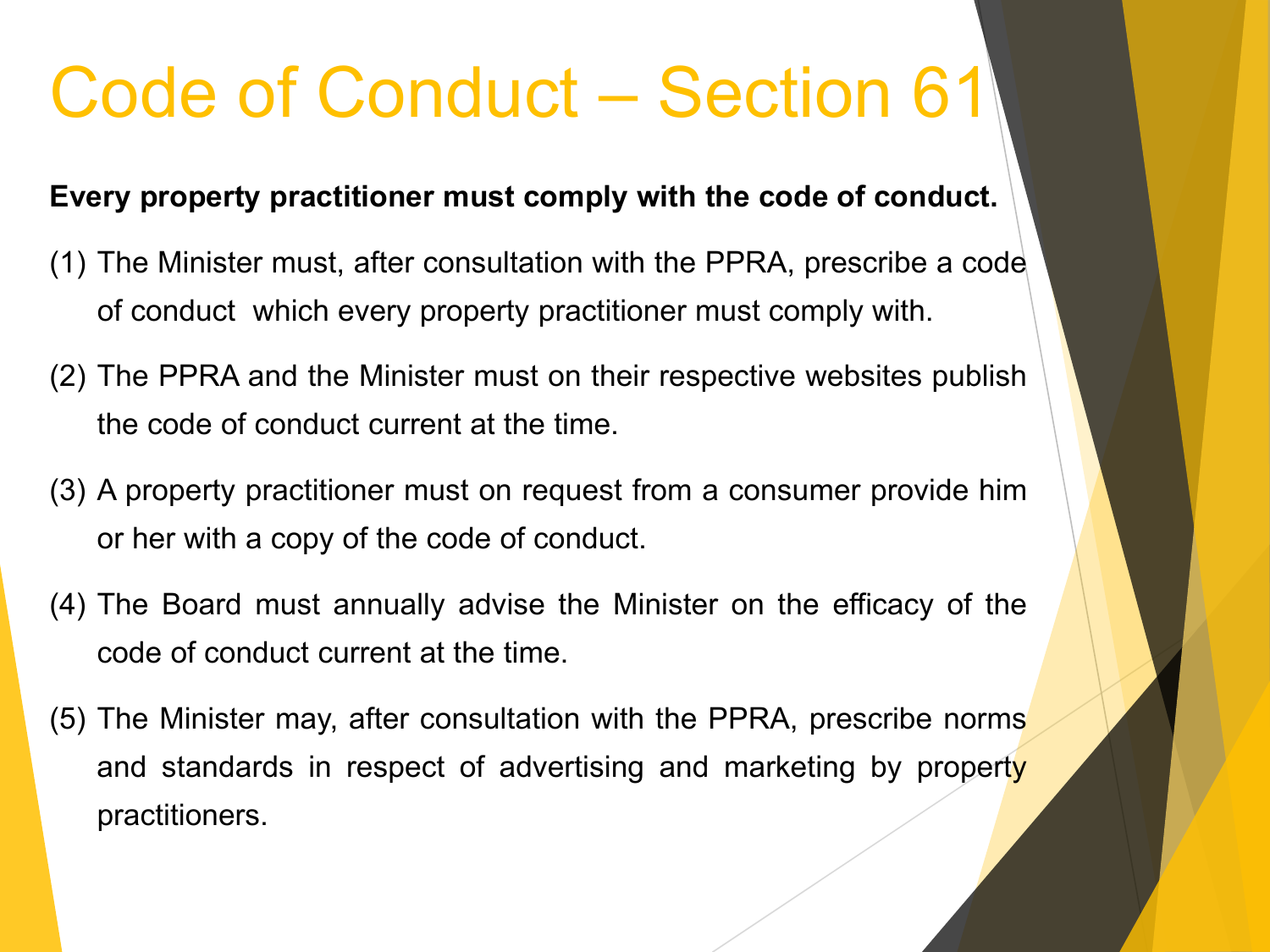# Code of Conduct – Section 61

**Every property practitioner must comply with the code of conduct.**

(1) The Minister must, after consultation with the PPRA, prescribe a code of conduct which every property practitioner must comply with.

(2) The PPRA and the Minister must on their respective websites publish the code of conduct current at the time.

(3) A property practitioner must on request from a consumer provide him or her with a copy of the code of conduct.

(4) The Board must annually advise the Minister on the efficacy of the code of conduct current at the time.

(5) The Minister may, after consultation with the PPRA, prescribe norms and standards in respect of advertising and marketing by property practitioners.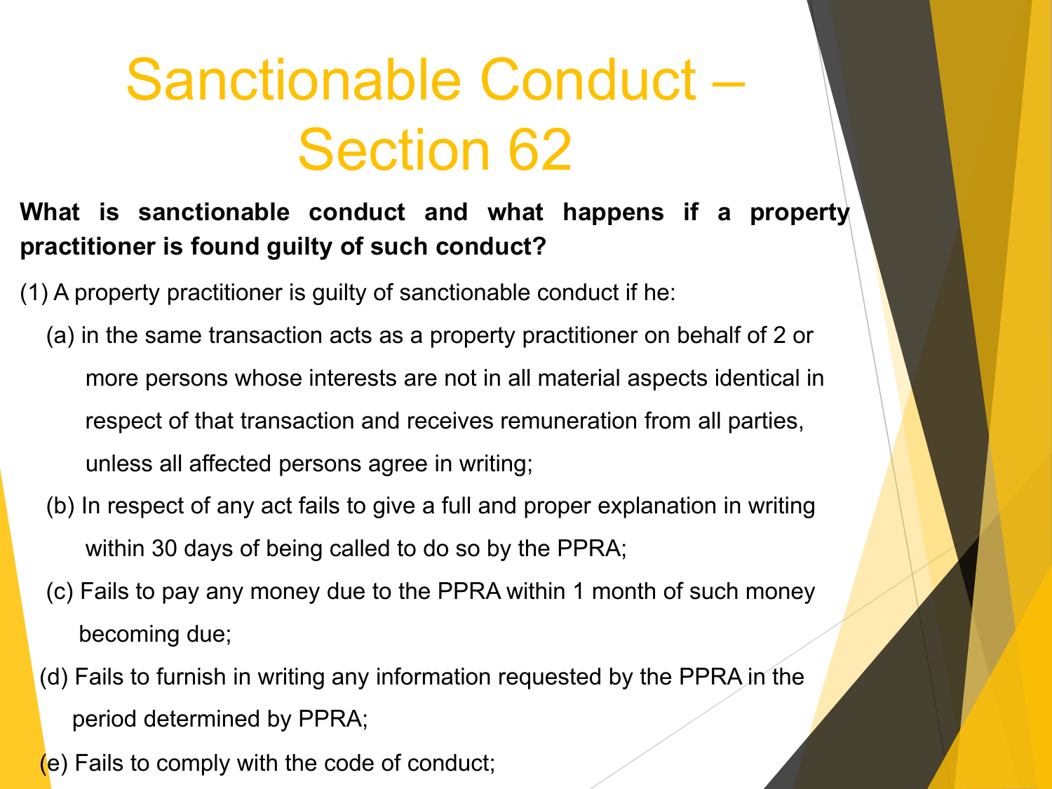# Sanctionable Conduct – Section 62

**What is sanctionable conduct and what happens if a property practitioner is found guilty of such conduct?**

(1) A property practitioner is guilty of sanctionable conduct if he:

- (a) in the same transaction acts as a property practitioner on behalf of 2 or more persons whose interests are not in all material aspects identical in respect of that transaction and receives remuneration from all parties, unless all affected persons agree in writing;
- (b) In respect of any act fails to give a full and proper explanation in writing within 30 days of being called to do so by the PPRA;
- (c) Fails to pay any money due to the PPRA within 1 month of such money becoming due;
- (d) Fails to furnish in writing any information requested by the PPRA in the period determined by PPRA;
- (e) Fails to comply with the code of conduct;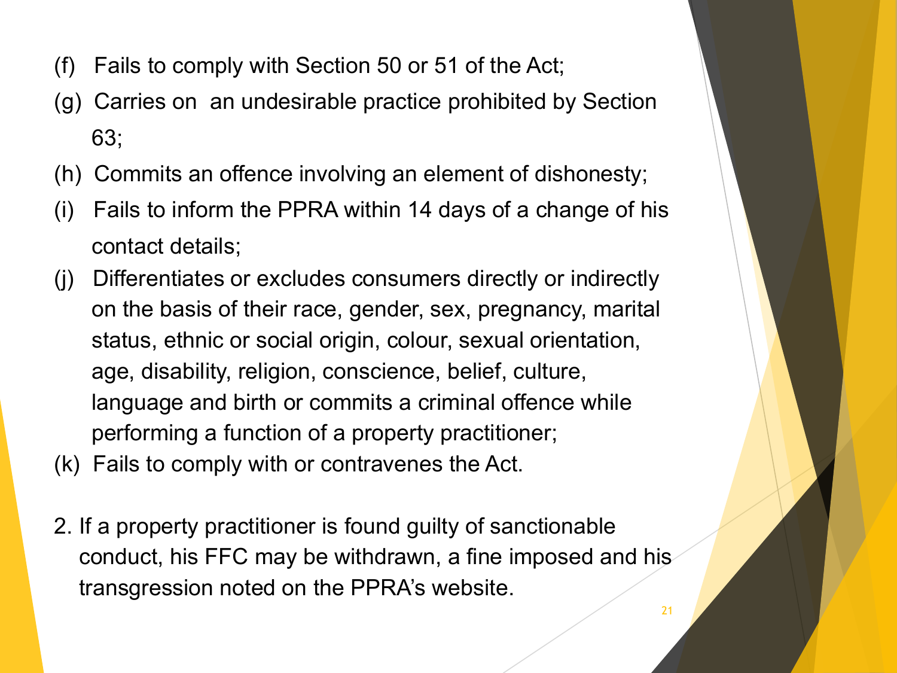(f) Fails to comply with Section 50 or 51 of the Act;

(g) Carries on an undesirable practice prohibited by Section 63;

(h) Commits an offence involving an element of dishonesty;

(i) Fails to inform the PPRA within 14 days of a change of his contact details;

(j) Differentiates or excludes consumers directly or indirectly on the basis of their race, gender, sex, pregnancy, marital status, ethnic or social origin, colour, sexual orientation, age, disability, religion, conscience, belief, culture, language and birth or commits a criminal offence while performing a function of a property practitioner;

(k) Fails to comply with or contravenes the Act.

2. If a property practitioner is found guilty of sanctionable conduct, his FFC may be withdrawn, a fine imposed and his transgression noted on the PPRA's website.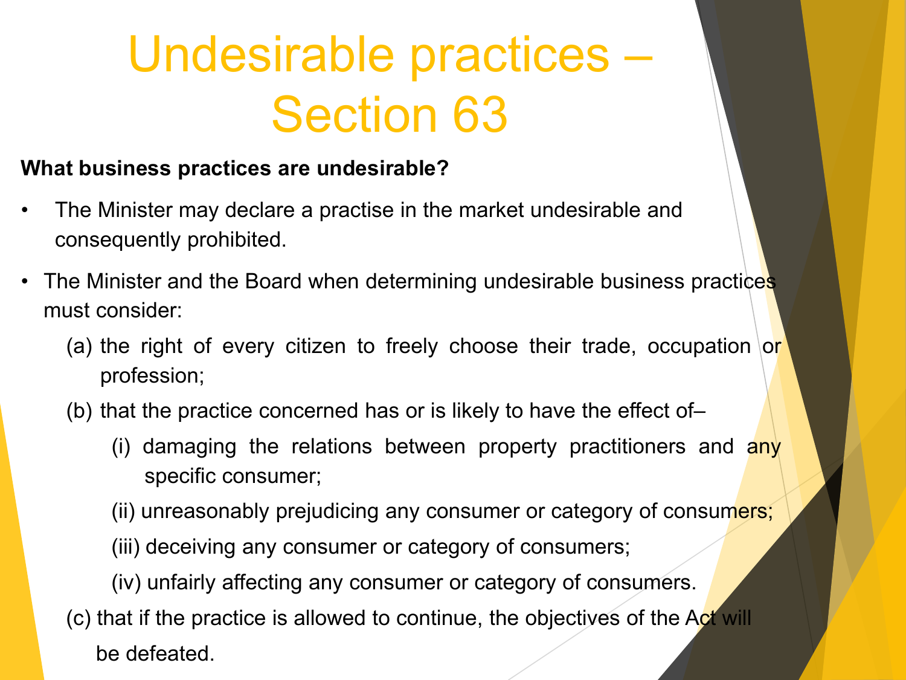# Undesirable practices – Section 63

**What business practices are undesirable?**

- The Minister may declare a practise in the market undesirable and consequently prohibited.
- The Minister and the Board when determining undesirable business practices must consider:
  - (a) the right of every citizen to freely choose their trade, occupation or profession;
  - (b) that the practice concerned has or is likely to have the effect of–
    - (i) damaging the relations between property practitioners and any specific consumer;
    - (ii) unreasonably prejudicing any consumer or category of consumers;
    - (iii) deceiving any consumer or category of consumers;
    - (iv) unfairly affecting any consumer or category of consumers.
  - (c) that if the practice is allowed to continue, the objectives of the Act will be defeated.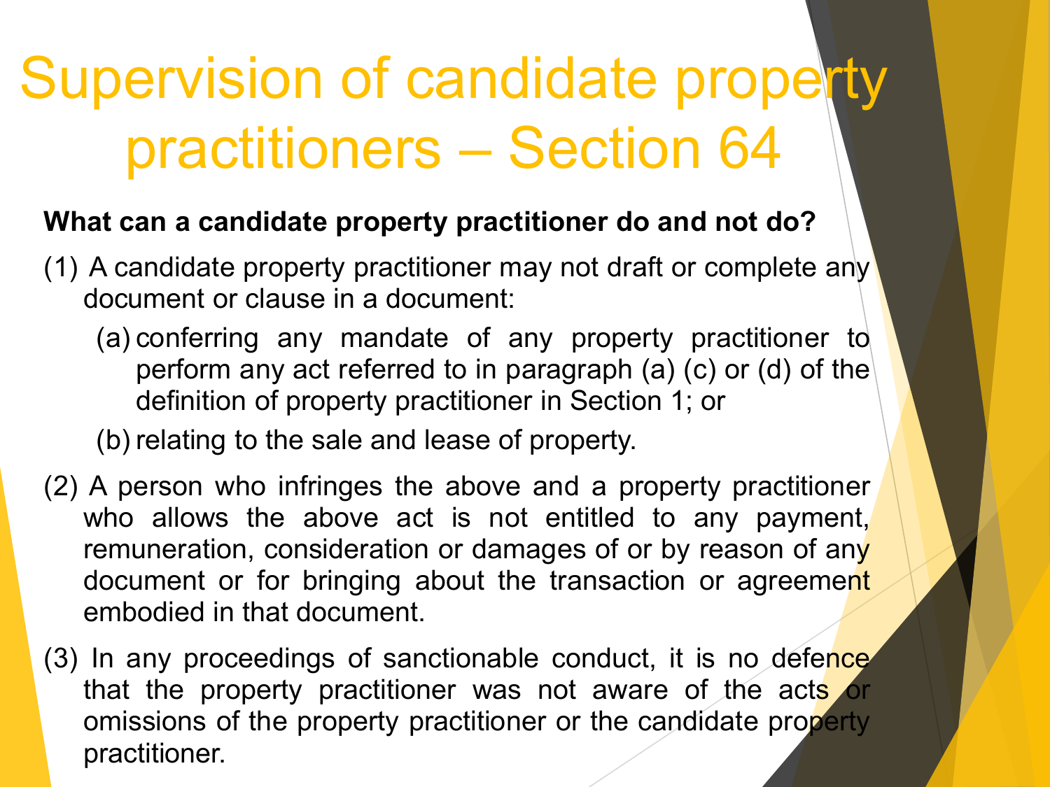# Supervision of candidate property practitioners – Section 64

**What can a candidate property practitioner do and not do?**

(1) A candidate property practitioner may not draft or complete any document or clause in a document:

  (a) conferring any mandate of any property practitioner to perform any act referred to in paragraph (a) (c) or (d) of the definition of property practitioner in Section 1; or

  (b) relating to the sale and lease of property.

(2) A person who infringes the above and a property practitioner who allows the above act is not entitled to any payment, remuneration, consideration or damages of or by reason of any document or for bringing about the transaction or agreement embodied in that document.

(3) In any proceedings of sanctionable conduct, it is no defence that the property practitioner was not aware of the acts or omissions of the property practitioner or the candidate property practitioner.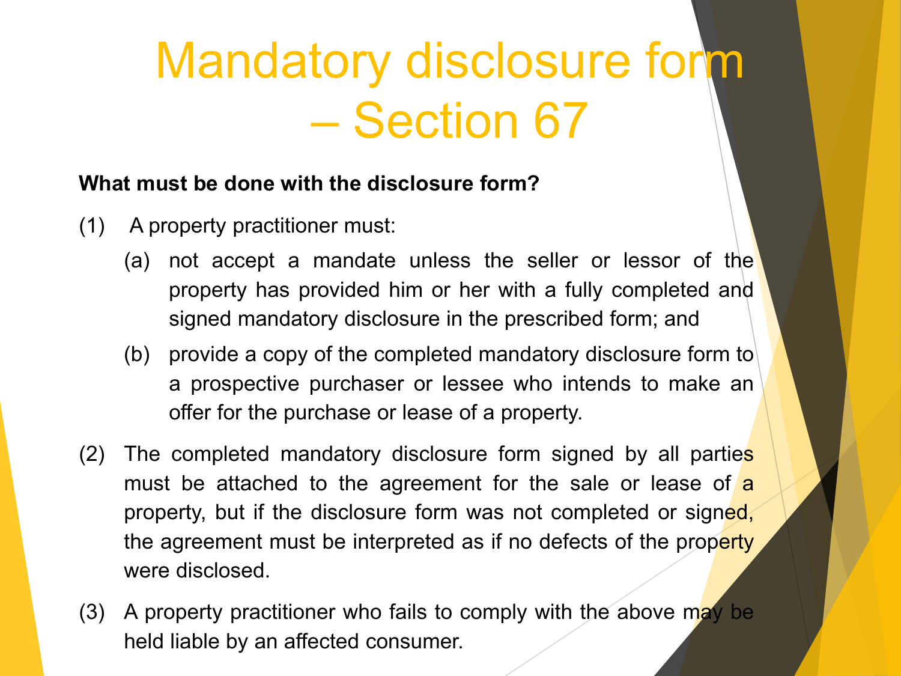# Mandatory disclosure form – Section 67

**What must be done with the disclosure form?**

(1) A property practitioner must:

   (a) not accept a mandate unless the seller or lessor of the property has provided him or her with a fully completed and signed mandatory disclosure in the prescribed form; and

   (b) provide a copy of the completed mandatory disclosure form to a prospective purchaser or lessee who intends to make an offer for the purchase or lease of a property.

(2) The completed mandatory disclosure form signed by all parties must be attached to the agreement for the sale or lease of a property, but if the disclosure form was not completed or signed, the agreement must be interpreted as if no defects of the property were disclosed.

(3) A property practitioner who fails to comply with the above may be held liable by an affected consumer.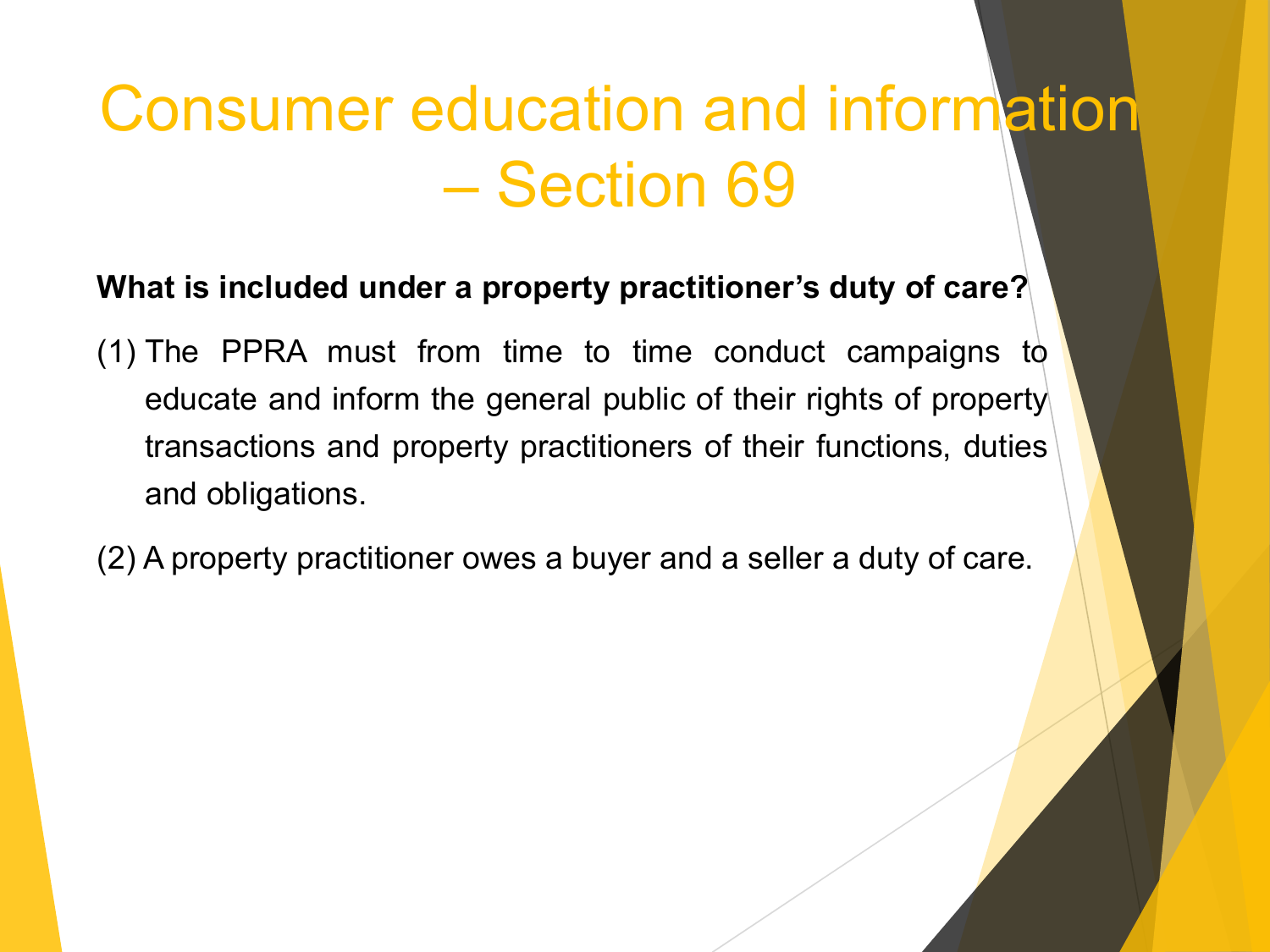# Consumer education and information – Section 69

**What is included under a property practitioner's duty of care?**

(1) The PPRA must from time to time conduct campaigns to educate and inform the general public of their rights of property transactions and property practitioners of their functions, duties and obligations.

(2) A property practitioner owes a buyer and a seller a duty of care.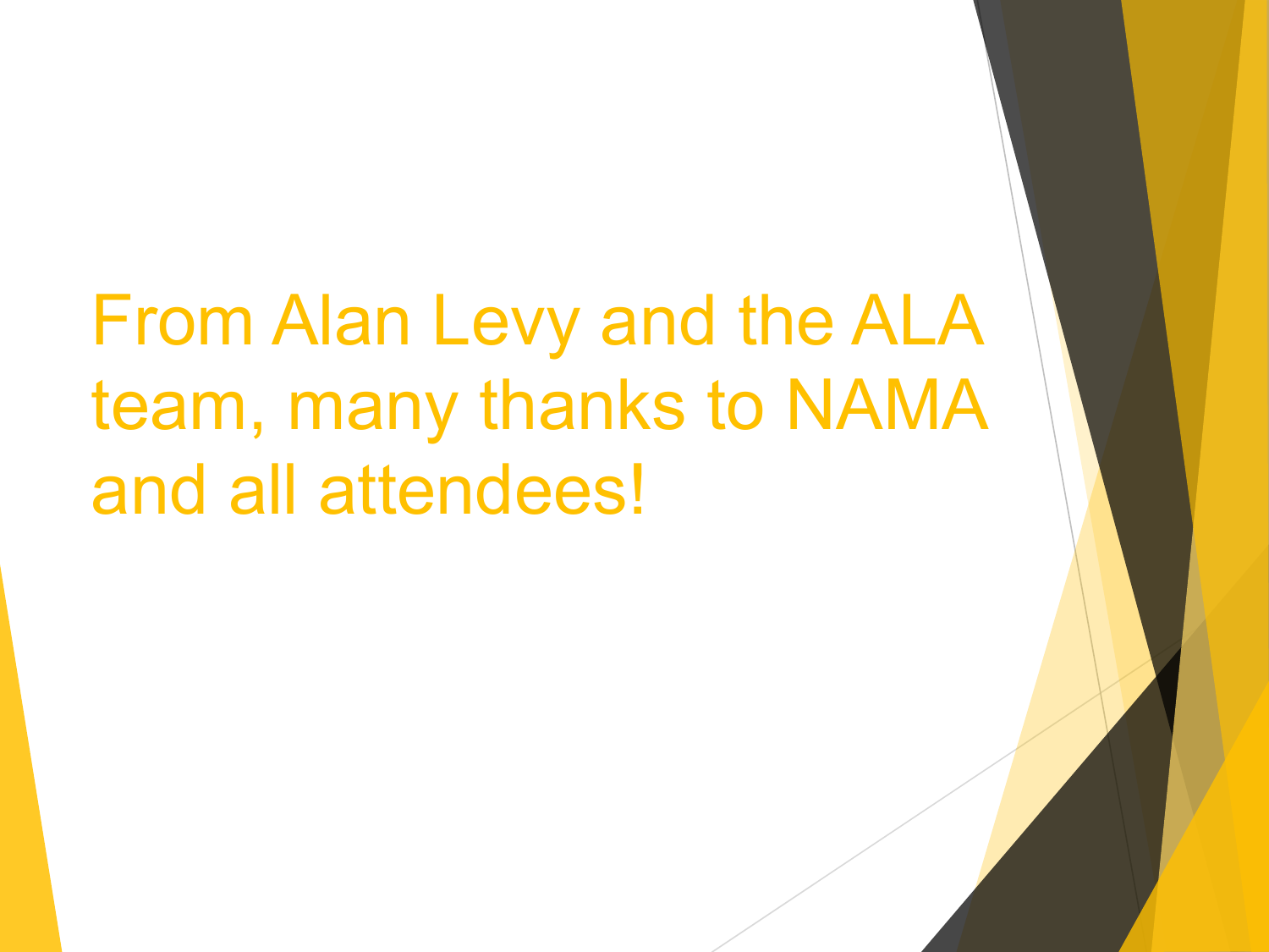From Alan Levy and the ALA team, many thanks to NAMA and all attendees!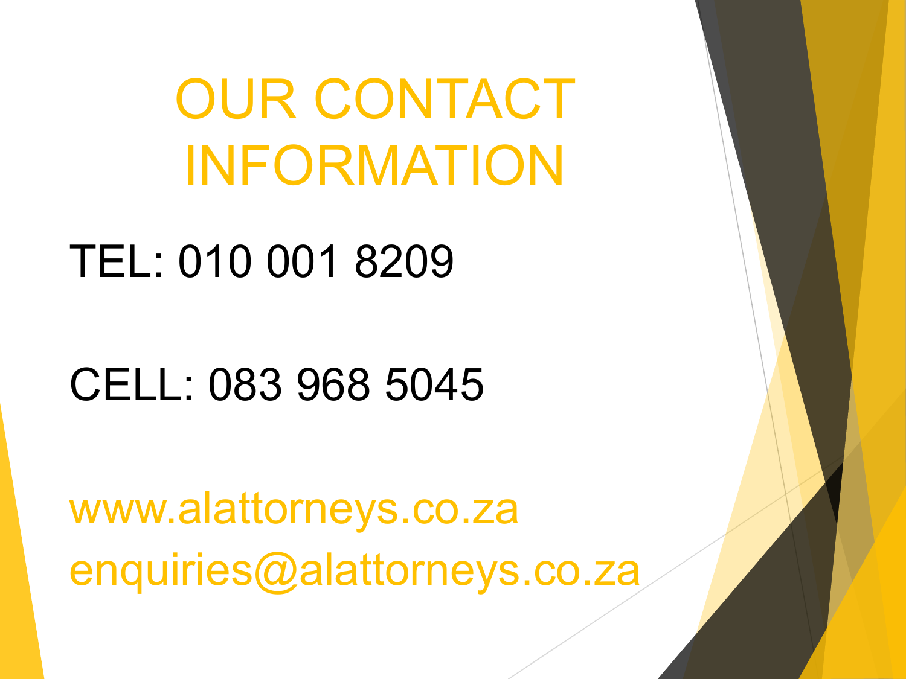# OUR CONTACT INFORMATION

TEL: 010 001 8209

CELL: 083 968 5045

www.alattorneys.co.za
enquiries@alattorneys.co.za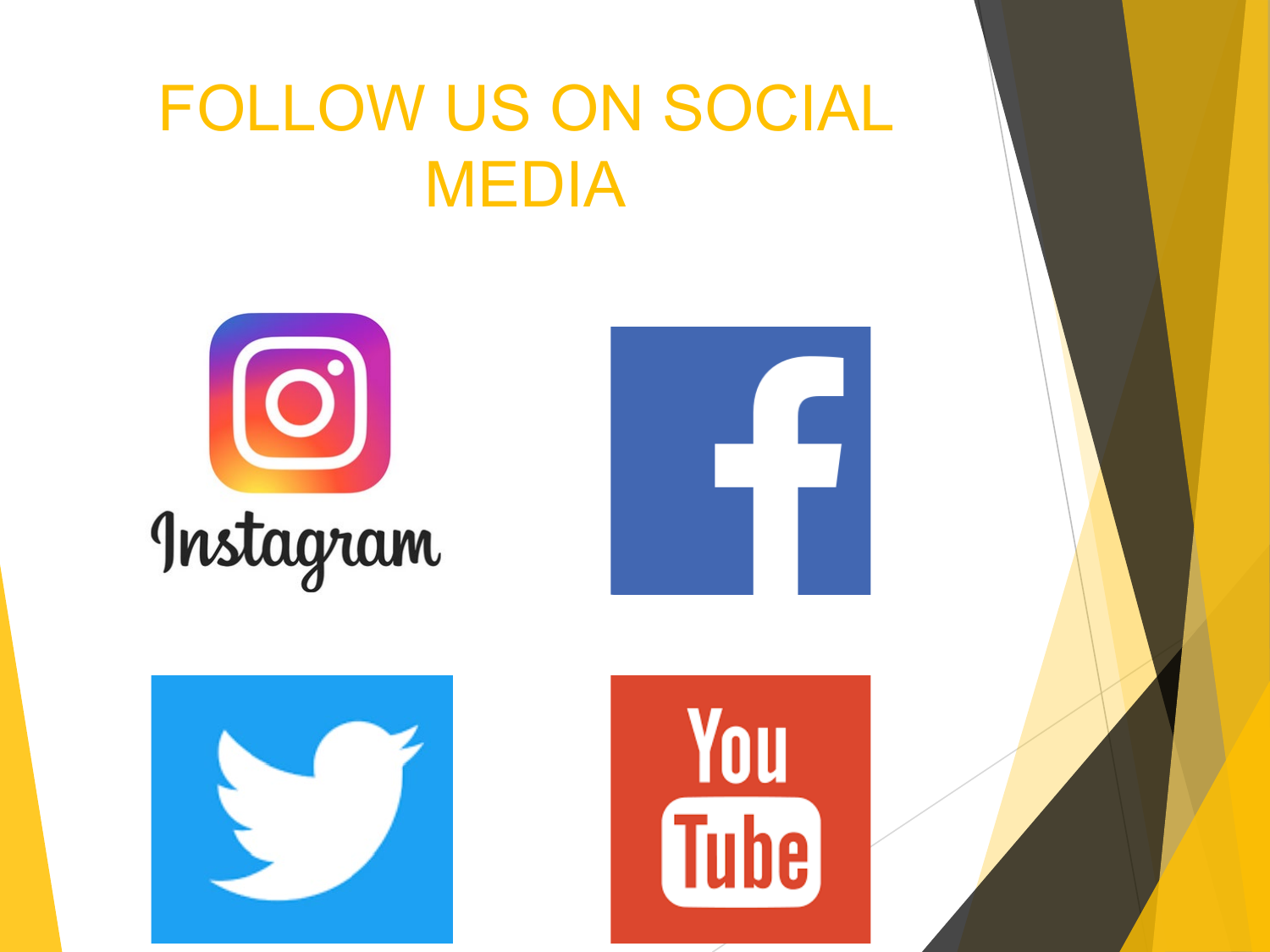# FOLLOW US ON SOCIAL MEDIA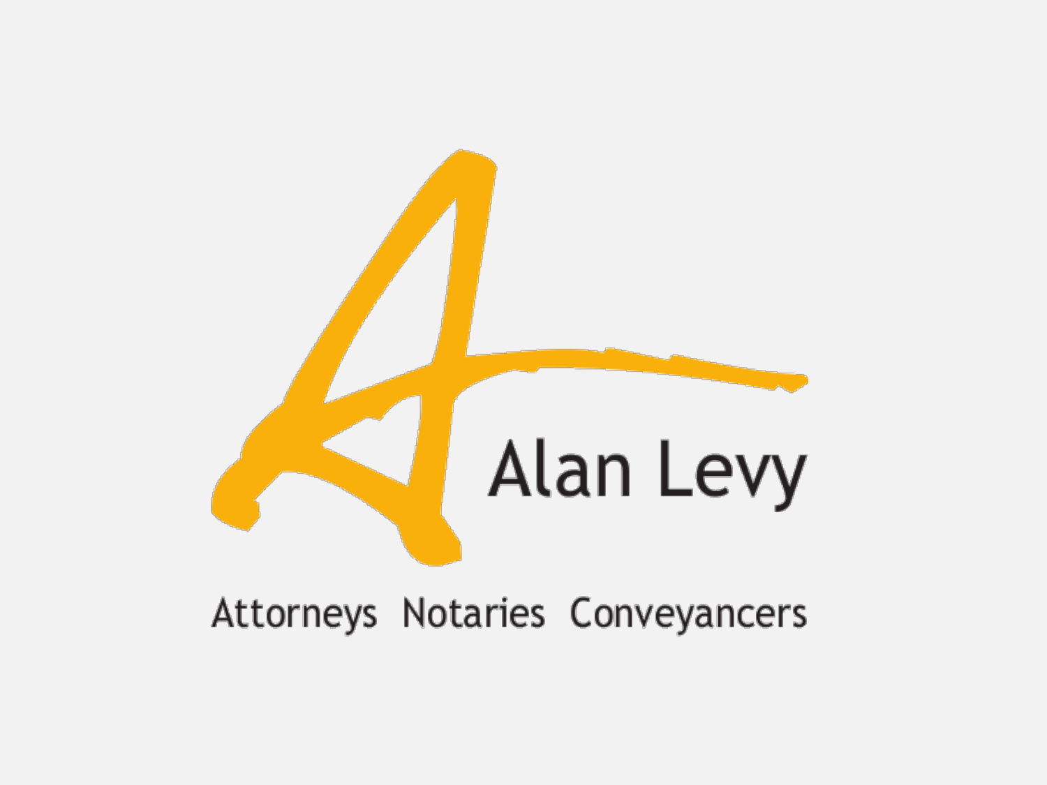Alan Levy

Attorneys Notaries Conveyancers